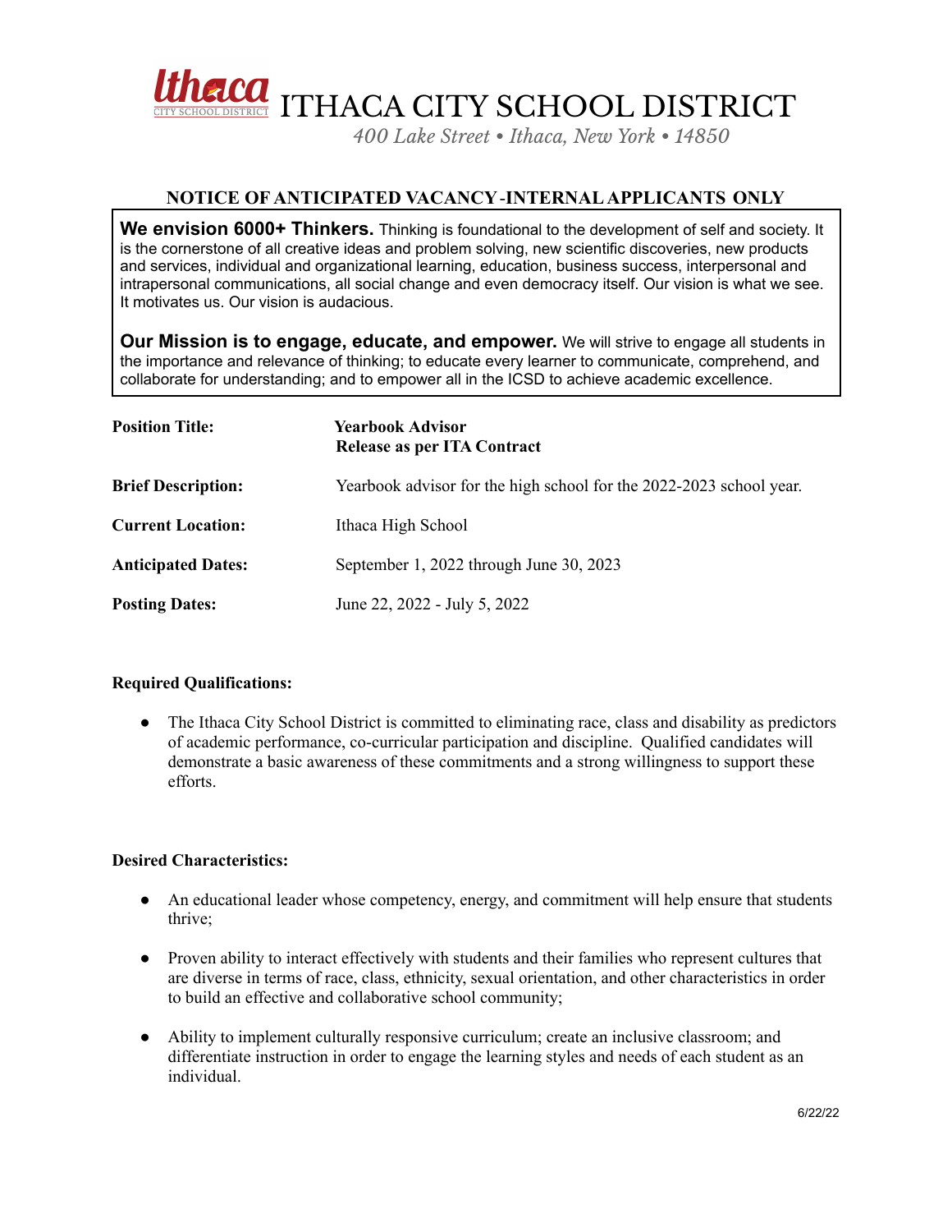# ITHACA CITY SCHOOL DISTRICT

*400 Lake Street • Ithaca, New York • 14850*

## NOTICE OF ANTICIPATED VACANCY -INTERNAL APPLICANTS ONLY

**We envision 6000+ Thinkers.** Thinking is foundational to the development of self and society. It is the cornerstone of all creative ideas and problem solving, new scientific discoveries, new products and services, individual and organizational learning, education, business success, interpersonal and intrapersonal communications, all social change and even democracy itself. Our vision is what we see. It motivates us. Our vision is audacious.

**Our Mission is to engage, educate, and empower.** We will strive to engage all students in the importance and relevance of thinking; to educate every learner to communicate, comprehend, and collaborate for understanding; and to empower all in the ICSD to achieve academic excellence.

| | |
|---|---|
| **Position Title:** | **Yearbook Advisor**<br>**Release as per ITA Contract** |
| **Brief Description:** | Yearbook advisor for the high school for the 2022-2023 school year. |
| **Current Location:** | Ithaca High School |
| **Anticipated Dates:** | September 1, 2022 through June 30, 2023 |
| **Posting Dates:** | June 22, 2022 - July 5, 2022 |

**Required Qualifications:**

- The Ithaca City School District is committed to eliminating race, class and disability as predictors of academic performance, co-curricular participation and discipline. Qualified candidates will demonstrate a basic awareness of these commitments and a strong willingness to support these efforts.

**Desired Characteristics:**

- An educational leader whose competency, energy, and commitment will help ensure that students thrive;
- Proven ability to interact effectively with students and their families who represent cultures that are diverse in terms of race, class, ethnicity, sexual orientation, and other characteristics in order to build an effective and collaborative school community;
- Ability to implement culturally responsive curriculum; create an inclusive classroom; and differentiate instruction in order to engage the learning styles and needs of each student as an individual.

6/22/22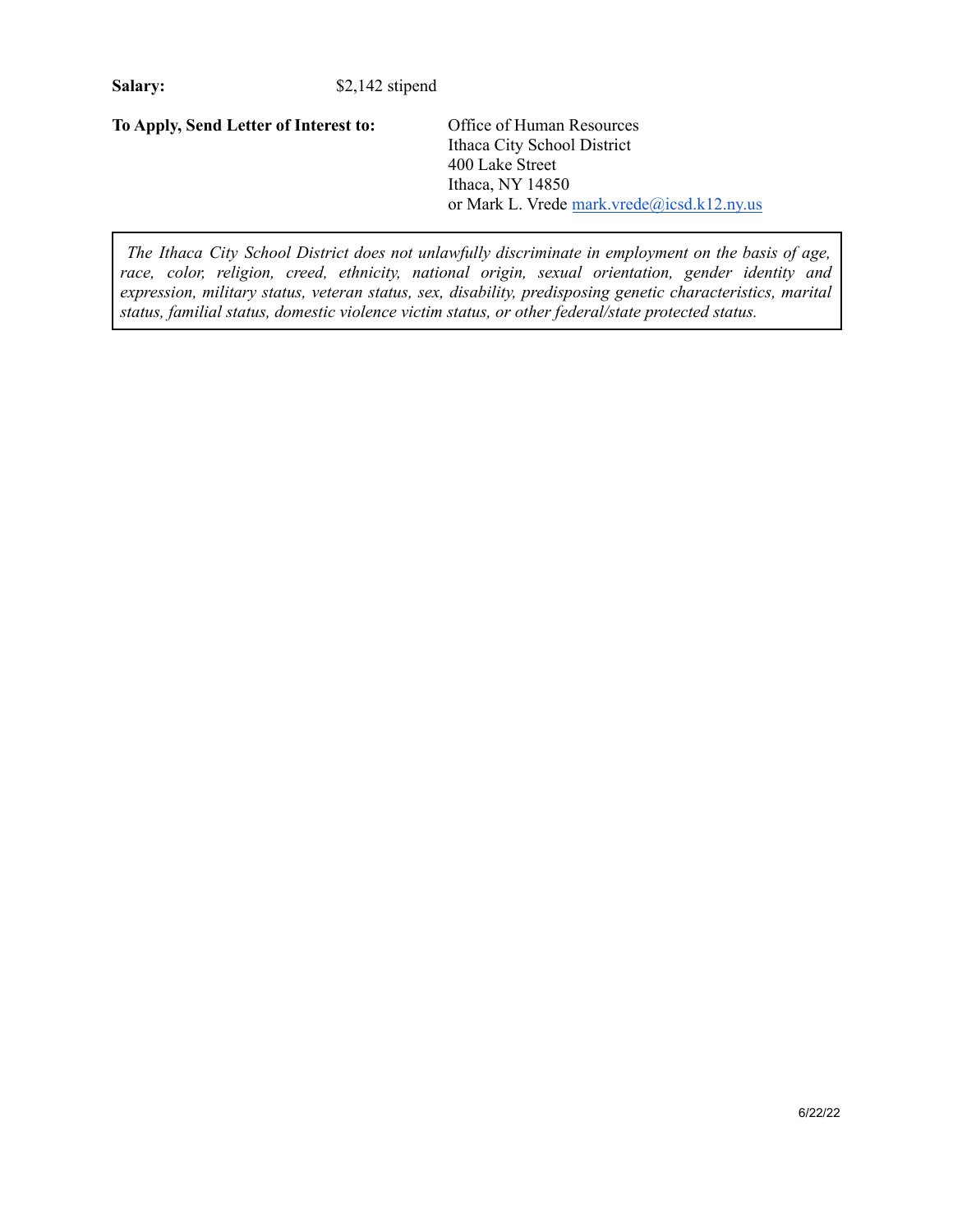**Salary:** $2,142 stipend

**To Apply, Send Letter of Interest to:**

Office of Human Resources
Ithaca City School District
400 Lake Street
Ithaca, NY 14850
or Mark L. Vrede mark.vrede@icsd.k12.ny.us

*The Ithaca City School District does not unlawfully discriminate in employment on the basis of age, race, color, religion, creed, ethnicity, national origin, sexual orientation, gender identity and expression, military status, veteran status, sex, disability, predisposing genetic characteristics, marital status, familial status, domestic violence victim status, or other federal/state protected status.*

6/22/22